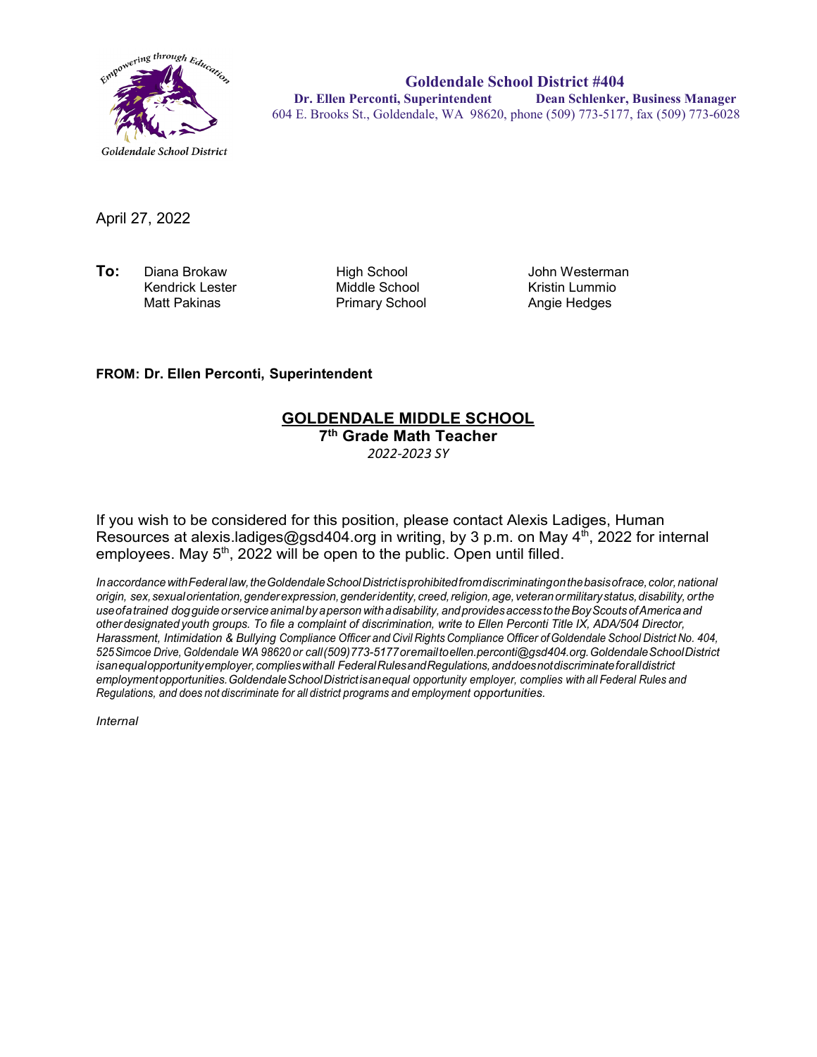Empowering through Education

Goldendale School District

**Goldendale School District #404**
**Dr. Ellen Perconti, Superintendent** **Dean Schlenker, Business Manager**
604 E. Brooks St., Goldendale, WA 98620, phone (509) 773-5177, fax (509) 773-6028

April 27, 2022

| **To:** | | | |
|---|---|---|---|
| | Diana Brokaw | High School | John Westerman |
| | Kendrick Lester | Middle School | Kristin Lummio |
| | Matt Pakinas | Primary School | Angie Hedges |

**FROM: Dr. Ellen Perconti, Superintendent**

## GOLDENDALE MIDDLE SCHOOL

### 7th Grade Math Teacher

*2022-2023 SY*

If you wish to be considered for this position, please contact Alexis Ladiges, Human Resources at alexis.ladiges@gsd404.org in writing, by 3 p.m. on May 4th, 2022 for internal employees. May 5th, 2022 will be open to the public. Open until filled.

*In accordance with Federal law, the Goldendale School District is prohibited from discriminating on the basis of race, color, national origin, sex, sexual orientation, gender expression, gender identity, creed, religion, age, veteran or military status, disability, or the use of a trained dog guide or service animal by a person with a disability, and provides access to the Boy Scouts of America and other designated youth groups. To file a complaint of discrimination, write to Ellen Perconti Title IX, ADA/504 Director, Harassment, Intimidation & Bullying Compliance Officer and Civil Rights Compliance Officer of Goldendale School District No. 404, 525 Simcoe Drive, Goldendale WA 98620 or call (509) 773-5177 or email to ellen.perconti@gsd404.org. Goldendale School District is an equal opportunity employer, complies with all Federal Rules and Regulations, and does not discriminate for all district employment opportunities. Goldendale School District is an equal opportunity employer, complies with all Federal Rules and Regulations, and does not discriminate for all district programs and employment opportunities.*

*Internal*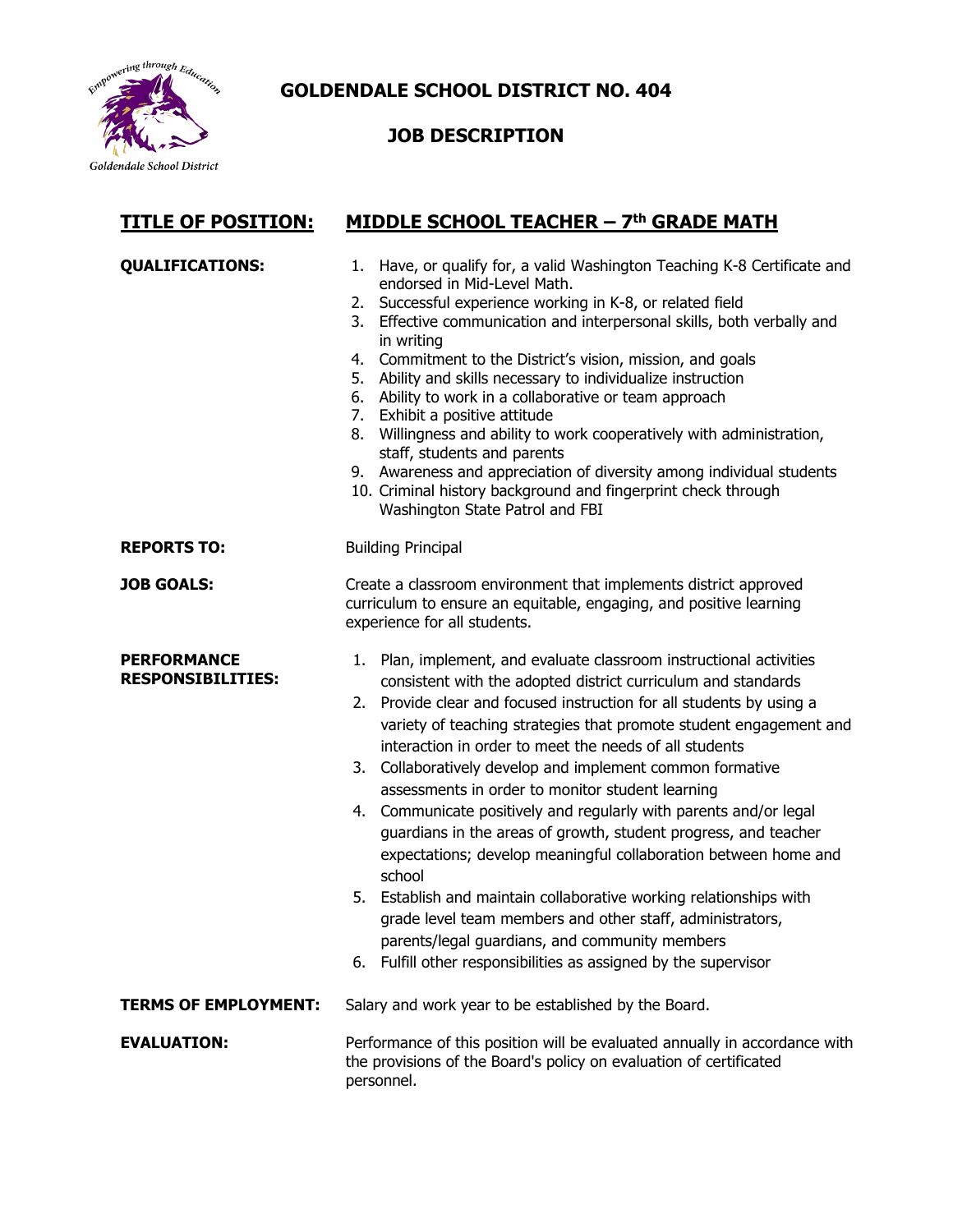# GOLDENDALE SCHOOL DISTRICT NO. 404

## JOB DESCRIPTION

**TITLE OF POSITION:** **MIDDLE SCHOOL TEACHER – 7th GRADE MATH**

**QUALIFICATIONS:**

1. Have, or qualify for, a valid Washington Teaching K-8 Certificate and endorsed in Mid-Level Math.
2. Successful experience working in K-8, or related field
3. Effective communication and interpersonal skills, both verbally and in writing
4. Commitment to the District's vision, mission, and goals
5. Ability and skills necessary to individualize instruction
6. Ability to work in a collaborative or team approach
7. Exhibit a positive attitude
8. Willingness and ability to work cooperatively with administration, staff, students and parents
9. Awareness and appreciation of diversity among individual students
10. Criminal history background and fingerprint check through Washington State Patrol and FBI

**REPORTS TO:** Building Principal

**JOB GOALS:** Create a classroom environment that implements district approved curriculum to ensure an equitable, engaging, and positive learning experience for all students.

**PERFORMANCE RESPONSIBILITIES:**

1. Plan, implement, and evaluate classroom instructional activities consistent with the adopted district curriculum and standards
2. Provide clear and focused instruction for all students by using a variety of teaching strategies that promote student engagement and interaction in order to meet the needs of all students
3. Collaboratively develop and implement common formative assessments in order to monitor student learning
4. Communicate positively and regularly with parents and/or legal guardians in the areas of growth, student progress, and teacher expectations; develop meaningful collaboration between home and school
5. Establish and maintain collaborative working relationships with grade level team members and other staff, administrators, parents/legal guardians, and community members
6. Fulfill other responsibilities as assigned by the supervisor

**TERMS OF EMPLOYMENT:** Salary and work year to be established by the Board.

**EVALUATION:** Performance of this position will be evaluated annually in accordance with the provisions of the Board's policy on evaluation of certificated personnel.